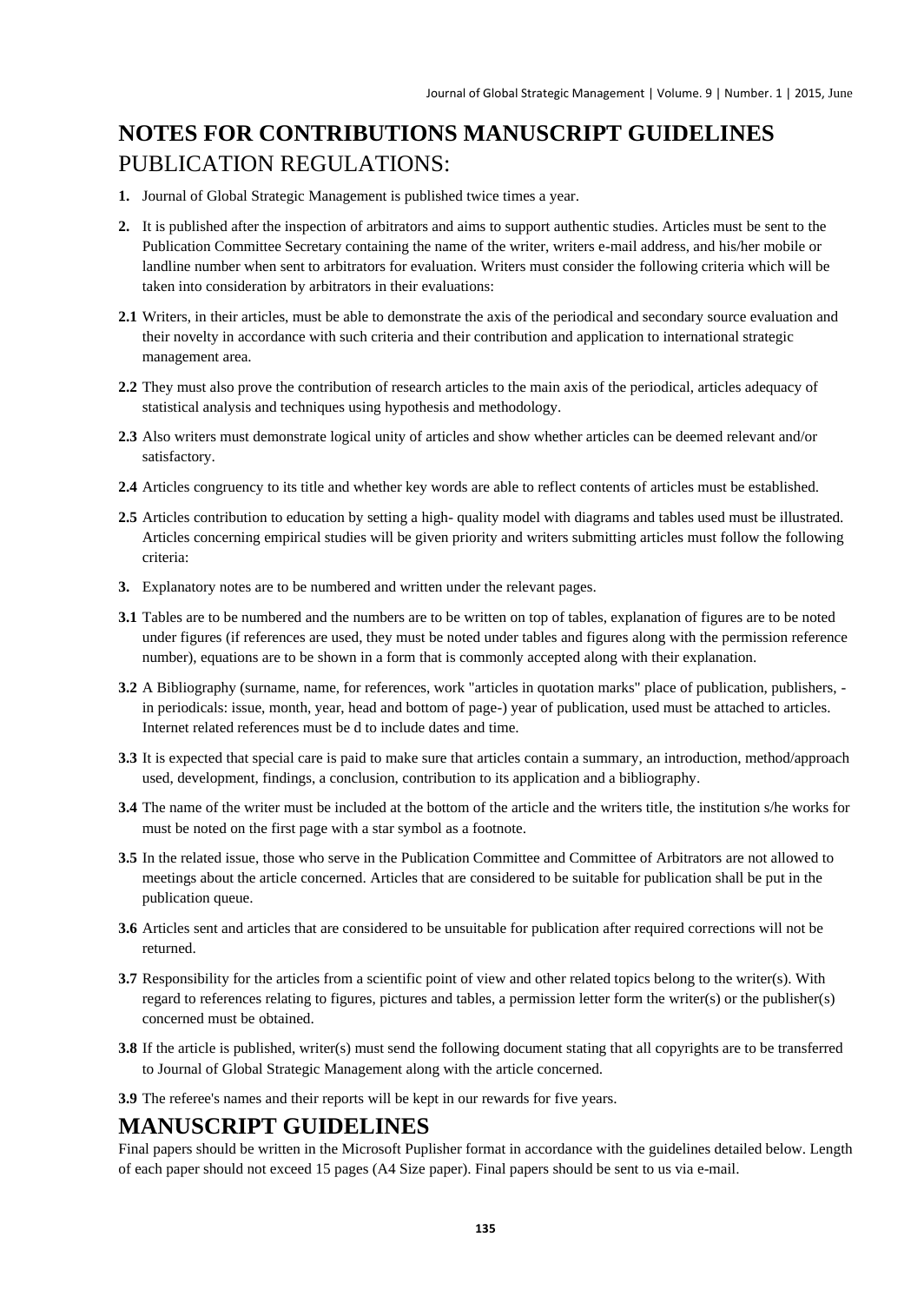# NOTES FOR CONTRIBUTIONS MANUSCRIPT GUIDELINES

## PUBLICATION REGULATIONS:

**1.** Journal of Global Strategic Management is published twice times a year.

**2.** It is published after the inspection of arbitrators and aims to support authentic studies. Articles must be sent to the Publication Committee Secretary containing the name of the writer, writers e-mail address, and his/her mobile or landline number when sent to arbitrators for evaluation. Writers must consider the following criteria which will be taken into consideration by arbitrators in their evaluations:

**2.1** Writers, in their articles, must be able to demonstrate the axis of the periodical and secondary source evaluation and their novelty in accordance with such criteria and their contribution and application to international strategic management area.

**2.2** They must also prove the contribution of research articles to the main axis of the periodical, articles adequacy of statistical analysis and techniques using hypothesis and methodology.

**2.3** Also writers must demonstrate logical unity of articles and show whether articles can be deemed relevant and/or satisfactory.

**2.4** Articles congruency to its title and whether key words are able to reflect contents of articles must be established.

**2.5** Articles contribution to education by setting a high- quality model with diagrams and tables used must be illustrated. Articles concerning empirical studies will be given priority and writers submitting articles must follow the following criteria:

**3.** Explanatory notes are to be numbered and written under the relevant pages.

**3.1** Tables are to be numbered and the numbers are to be written on top of tables, explanation of figures are to be noted under figures (if references are used, they must be noted under tables and figures along with the permission reference number), equations are to be shown in a form that is commonly accepted along with their explanation.

**3.2** A Bibliography (surname, name, for references, work "articles in quotation marks" place of publication, publishers, - in periodicals: issue, month, year, head and bottom of page-) year of publication, used must be attached to articles. Internet related references must be d to include dates and time.

**3.3** It is expected that special care is paid to make sure that articles contain a summary, an introduction, method/approach used, development, findings, a conclusion, contribution to its application and a bibliography.

**3.4** The name of the writer must be included at the bottom of the article and the writers title, the institution s/he works for must be noted on the first page with a star symbol as a footnote.

**3.5** In the related issue, those who serve in the Publication Committee and Committee of Arbitrators are not allowed to meetings about the article concerned. Articles that are considered to be suitable for publication shall be put in the publication queue.

**3.6** Articles sent and articles that are considered to be unsuitable for publication after required corrections will not be returned.

**3.7** Responsibility for the articles from a scientific point of view and other related topics belong to the writer(s). With regard to references relating to figures, pictures and tables, a permission letter form the writer(s) or the publisher(s) concerned must be obtained.

**3.8** If the article is published, writer(s) must send the following document stating that all copyrights are to be transferred to Journal of Global Strategic Management along with the article concerned.

**3.9** The referee's names and their reports will be kept in our rewards for five years.

# MANUSCRIPT GUIDELINES

Final papers should be written in the Microsoft Puplisher format in accordance with the guidelines detailed below. Length of each paper should not exceed 15 pages (A4 Size paper). Final papers should be sent to us via e-mail.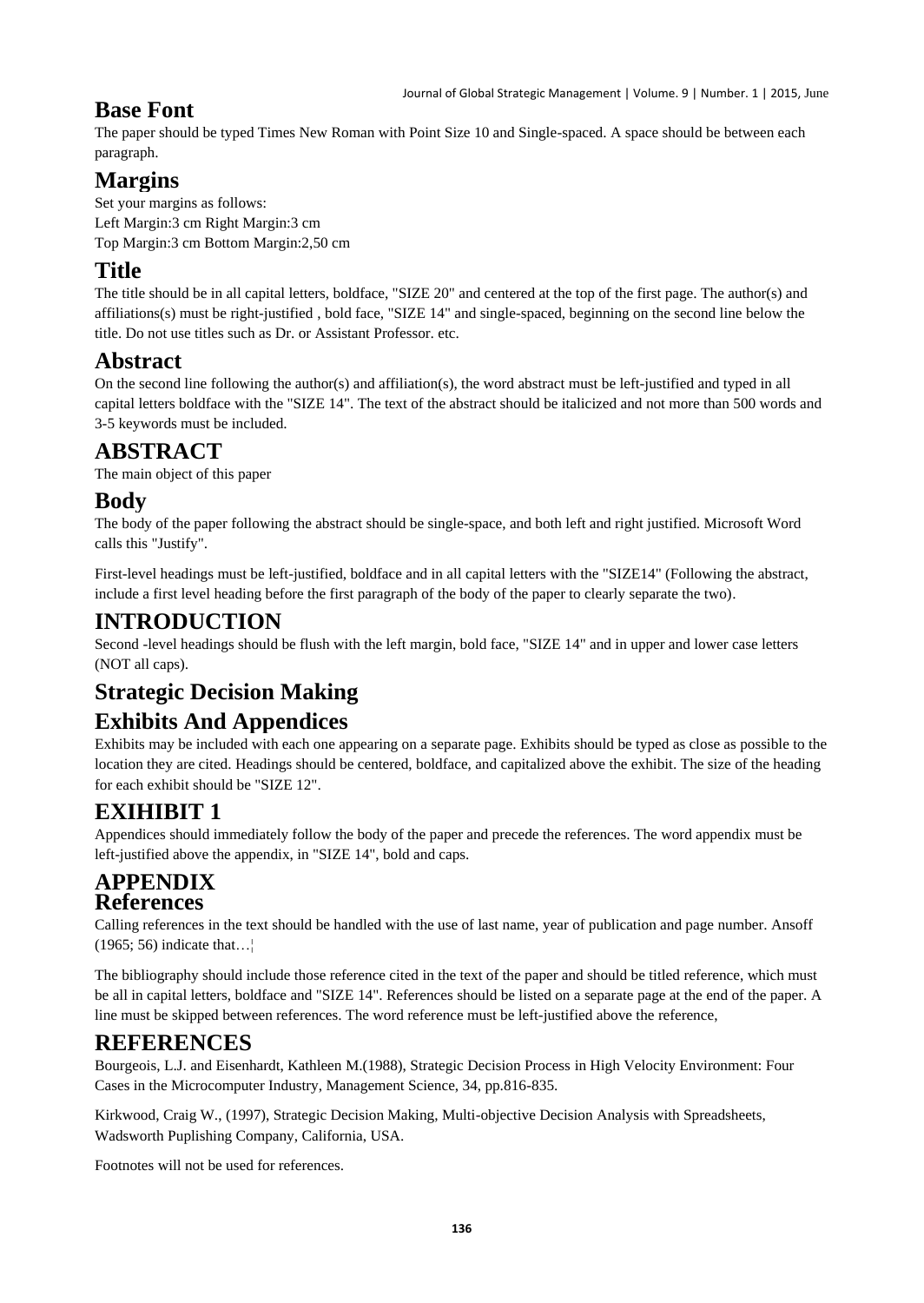## Base Font

The paper should be typed Times New Roman with Point Size 10 and Single-spaced. A space should be between each paragraph.

## Margins

Set your margins as follows:
Left Margin:3 cm Right Margin:3 cm
Top Margin:3 cm Bottom Margin:2,50 cm

## Title

The title should be in all capital letters, boldface, "SIZE 20" and centered at the top of the first page. The author(s) and affiliations(s) must be right-justified , bold face, "SIZE 14" and single-spaced, beginning on the second line below the title. Do not use titles such as Dr. or Assistant Professor. etc.

## Abstract

On the second line following the author(s) and affiliation(s), the word abstract must be left-justified and typed in all capital letters boldface with the "SIZE 14". The text of the abstract should be italicized and not more than 500 words and 3-5 keywords must be included.

## ABSTRACT

The main object of this paper

## Body

The body of the paper following the abstract should be single-space, and both left and right justified. Microsoft Word calls this "Justify".

First-level headings must be left-justified, boldface and in all capital letters with the "SIZE14" (Following the abstract, include a first level heading before the first paragraph of the body of the paper to clearly separate the two).

## INTRODUCTION

Second -level headings should be flush with the left margin, bold face, "SIZE 14" and in upper and lower case letters (NOT all caps).

## Strategic Decision Making

## Exhibits And Appendices

Exhibits may be included with each one appearing on a separate page. Exhibits should be typed as close as possible to the location they are cited. Headings should be centered, boldface, and capitalized above the exhibit. The size of the heading for each exhibit should be "SIZE 12".

## EXIHIBIT 1

Appendices should immediately follow the body of the paper and precede the references. The word appendix must be left-justified above the appendix, in "SIZE 14", bold and caps.

## APPENDIX

## References

Calling references in the text should be handled with the use of last name, year of publication and page number. Ansoff (1965; 56) indicate that…¦

The bibliography should include those reference cited in the text of the paper and should be titled reference, which must be all in capital letters, boldface and "SIZE 14". References should be listed on a separate page at the end of the paper. A line must be skipped between references. The word reference must be left-justified above the reference,

## REFERENCES

Bourgeois, L.J. and Eisenhardt, Kathleen M.(1988), Strategic Decision Process in High Velocity Environment: Four Cases in the Microcomputer Industry, Management Science, 34, pp.816-835.

Kirkwood, Craig W., (1997), Strategic Decision Making, Multi-objective Decision Analysis with Spreadsheets, Wadsworth Puplishing Company, California, USA.

Footnotes will not be used for references.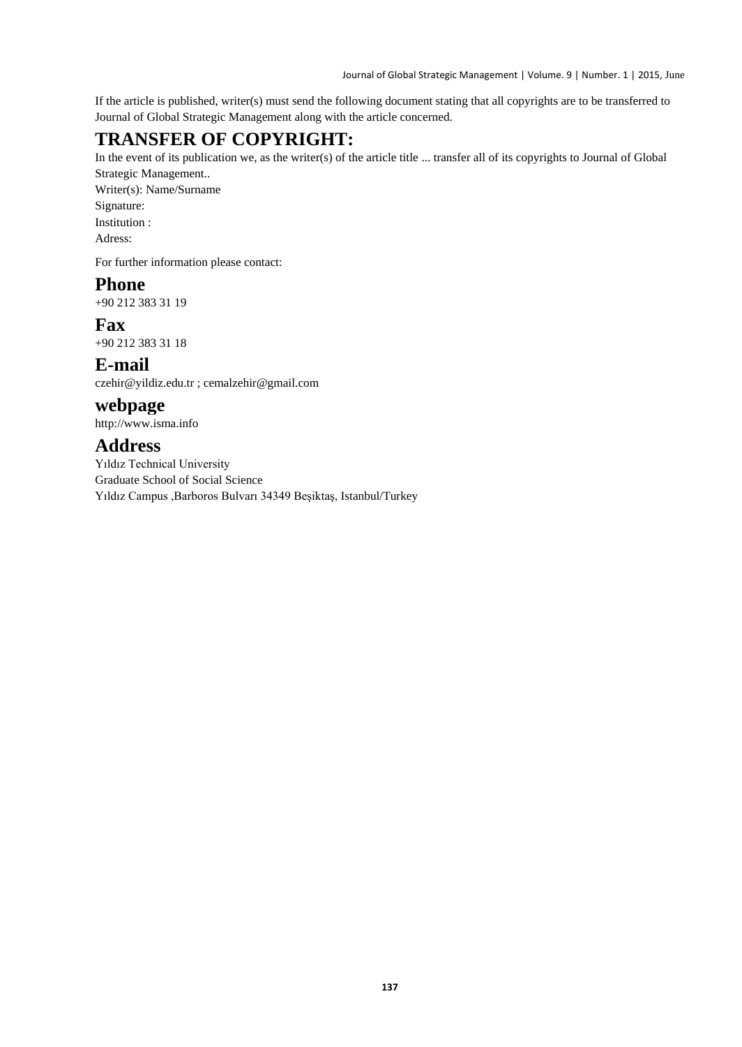If the article is published, writer(s) must send the following document stating that all copyrights are to be transferred to Journal of Global Strategic Management along with the article concerned.

# TRANSFER OF COPYRIGHT:

In the event of its publication we, as the writer(s) of the article title ... transfer all of its copyrights to Journal of Global Strategic Management..

Writer(s): Name/Surname

Signature:

Institution :

Adress:

For further information please contact:

## Phone

+90 212 383 31 19

## Fax

+90 212 383 31 18

## E-mail

czehir@yildiz.edu.tr ; cemalzehir@gmail.com

## webpage

http://www.isma.info

## Address

Yıldız Technical University

Graduate School of Social Science

Yıldız Campus ,Barboros Bulvarı 34349 Beşiktaş, Istanbul/Turkey